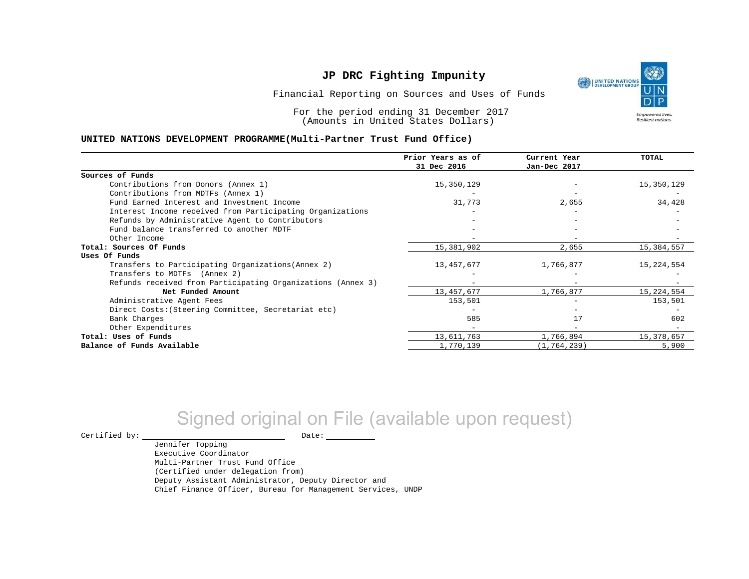# JP DRC Fighting Impunity

Financial Reporting on Sources and Uses of Funds

For the period ending 31 December 2017
(Amounts in United States Dollars)

**UNITED NATIONS DEVELOPMENT PROGRAMME(Multi-Partner Trust Fund Office)**

| | Prior Years as of 31 Dec 2016 | Current Year Jan-Dec 2017 | TOTAL |
|---|---|---|---|
| **Sources of Funds** | | | |
| Contributions from Donors (Annex 1) | 15,350,129 | - | 15,350,129 |
| Contributions from MDTFs (Annex 1) | - | - | - |
| Fund Earned Interest and Investment Income | 31,773 | 2,655 | 34,428 |
| Interest Income received from Participating Organizations | - | - | - |
| Refunds by Administrative Agent to Contributors | - | - | - |
| Fund balance transferred to another MDTF | - | - | - |
| Other Income | - | - | - |
| **Total: Sources Of Funds** | 15,381,902 | 2,655 | 15,384,557 |
| **Uses Of Funds** | | | |
| Transfers to Participating Organizations(Annex 2) | 13,457,677 | 1,766,877 | 15,224,554 |
| Transfers to MDTFs (Annex 2) | - | - | - |
| Refunds received from Participating Organizations (Annex 3) | - | - | - |
| **Net Funded Amount** | 13,457,677 | 1,766,877 | 15,224,554 |
| Administrative Agent Fees | 153,501 | - | 153,501 |
| Direct Costs:(Steering Committee, Secretariat etc) | - | - | - |
| Bank Charges | 585 | 17 | 602 |
| Other Expenditures | - | - | - |
| **Total: Uses of Funds** | 13,611,763 | 1,766,894 | 15,378,657 |
| **Balance of Funds Available** | 1,770,139 | (1,764,239) | 5,900 |

Signed original on File (available upon request)

Certified by: ____________________ Date: __________

Jennifer Topping
Executive Coordinator
Multi-Partner Trust Fund Office
(Certified under delegation from)
Deputy Assistant Administrator, Deputy Director and
Chief Finance Officer, Bureau for Management Services, UNDP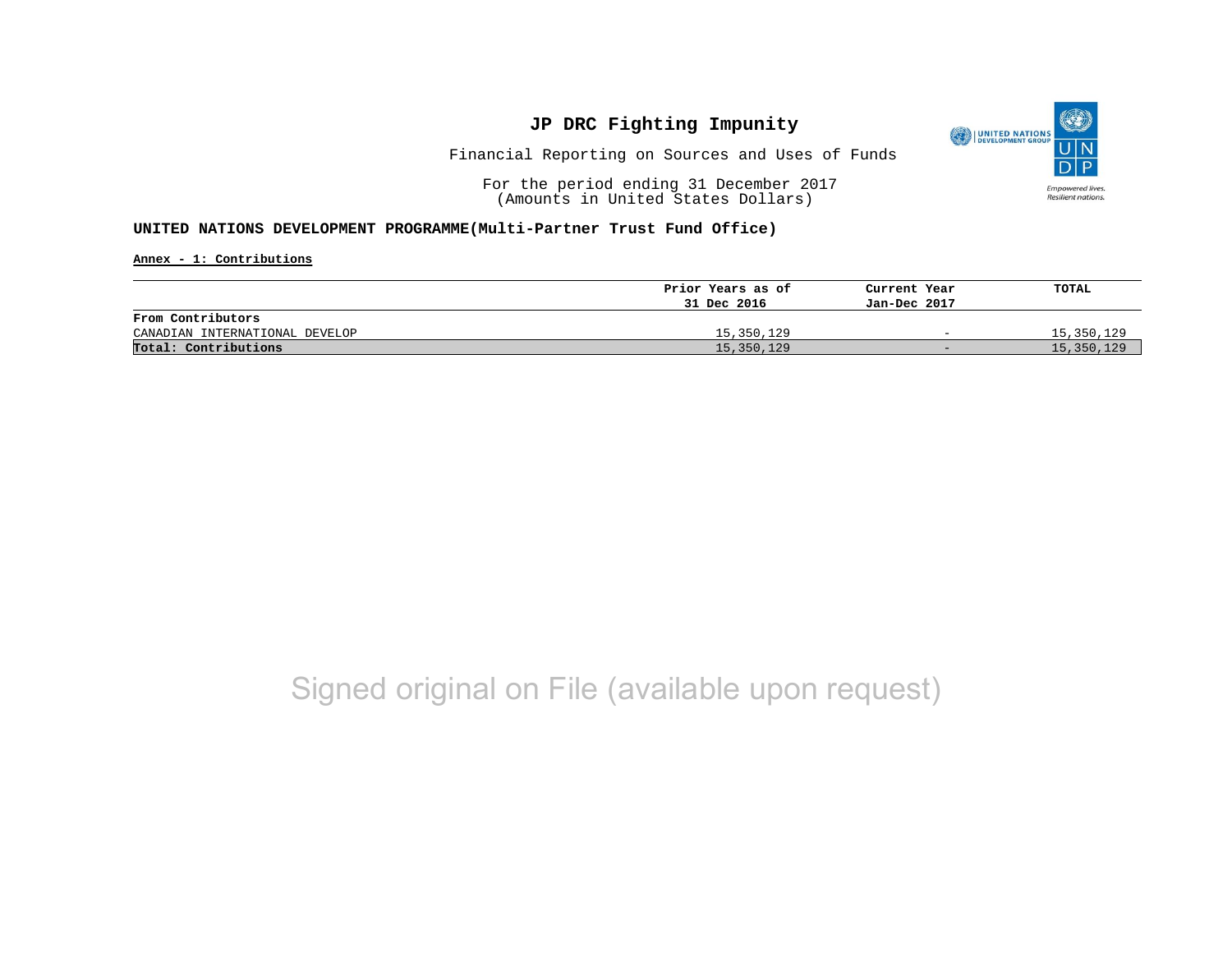# JP DRC Fighting Impunity

Financial Reporting on Sources and Uses of Funds

For the period ending 31 December 2017
(Amounts in United States Dollars)

**UNITED NATIONS DEVELOPMENT PROGRAMME(Multi-Partner Trust Fund Office)**

**Annex - 1: Contributions**

| | Prior Years as of 31 Dec 2016 | Current Year Jan-Dec 2017 | TOTAL |
|---|---|---|---|
| **From Contributors** | | | |
| CANADIAN INTERNATIONAL DEVELOP | 15,350,129 | - | 15,350,129 |
| **Total: Contributions** | 15,350,129 | - | 15,350,129 |

Signed original on File (available upon request)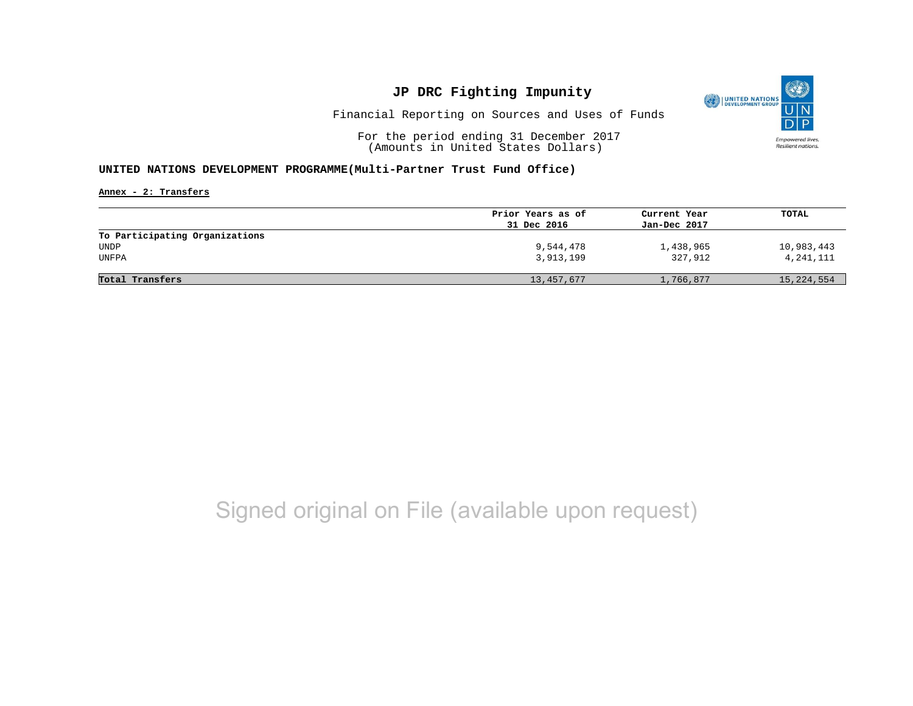# JP DRC Fighting Impunity

Financial Reporting on Sources and Uses of Funds

For the period ending 31 December 2017
(Amounts in United States Dollars)

**UNITED NATIONS DEVELOPMENT PROGRAMME(Multi-Partner Trust Fund Office)**

**Annex - 2: Transfers**

| | Prior Years as of 31 Dec 2016 | Current Year Jan-Dec 2017 | TOTAL |
|---|---|---|---|
| **To Participating Organizations** | | | |
| UNDP | 9,544,478 | 1,438,965 | 10,983,443 |
| UNFPA | 3,913,199 | 327,912 | 4,241,111 |
| **Total Transfers** | 13,457,677 | 1,766,877 | 15,224,554 |

Signed original on File (available upon request)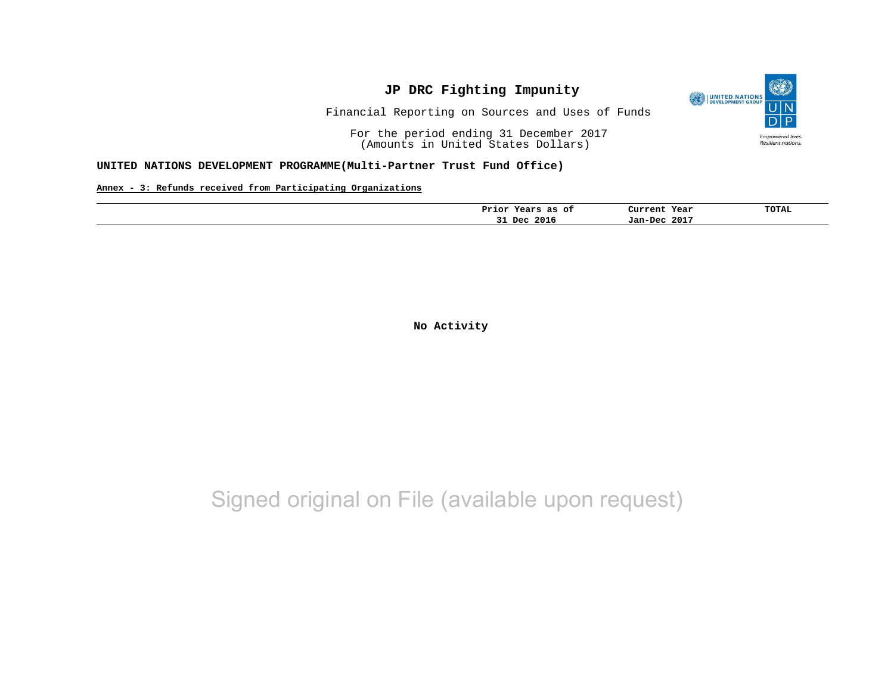# JP DRC Fighting Impunity

Financial Reporting on Sources and Uses of Funds

For the period ending 31 December 2017
(Amounts in United States Dollars)

**UNITED NATIONS DEVELOPMENT PROGRAMME(Multi-Partner Trust Fund Office)**

**Annex - 3: Refunds received from Participating Organizations**

| | Prior Years as of 31 Dec 2016 | Current Year Jan-Dec 2017 | TOTAL |
|---|---|---|---|

**No Activity**

Signed original on File (available upon request)